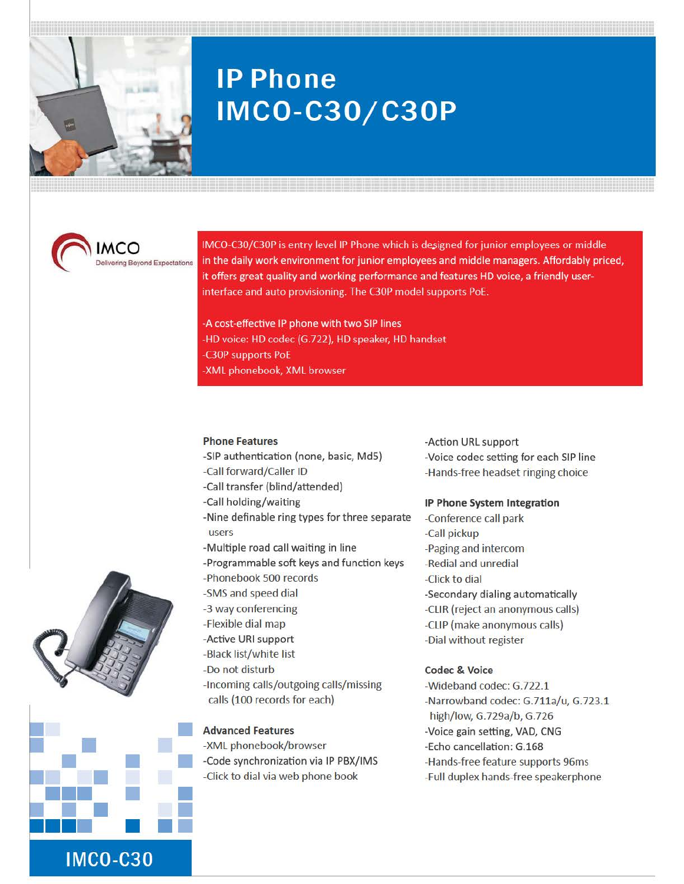# IP Phone IMCO-C30/C30P

IMCO
Delivering Beyond Expectations

IMCO-C30/C30P is entry level IP Phone which is designed for junior employees or middle in the daily work environment for junior employees and middle managers. Affordably priced, it offers great quality and working performance and features HD voice, a friendly user-interface and auto provisioning. The C30P model supports PoE.

-A cost-effective IP phone with two SIP lines
-HD voice: HD codec (G.722), HD speaker, HD handset
-C30P supports PoE
-XML phonebook, XML browser

### Phone Features

-SIP authentication (none, basic, Md5)
-Call forward/Caller ID
-Call transfer (blind/attended)
-Call holding/waiting
-Nine definable ring types for three separate users
-Multiple road call waiting in line
-Programmable soft keys and function keys
-Phonebook 500 records
-SMS and speed dial
-3 way conferencing
-Flexible dial map
-Active URI support
-Black list/white list
-Do not disturb
-Incoming calls/outgoing calls/missing calls (100 records for each)

### Advanced Features

-XML phonebook/browser
-Code synchronization via IP PBX/IMS
-Click to dial via web phone book
-Action URL support
-Voice codec setting for each SIP line
-Hands-free headset ringing choice

### IP Phone System Integration

-Conference call park
-Call pickup
-Paging and intercom
-Redial and unredial
-Click to dial
-Secondary dialing automatically
-CLIR (reject an anonymous calls)
-CLIP (make anonymous calls)
-Dial without register

### Codec & Voice

-Wideband codec: G.722.1
-Narrowband codec: G.711a/u, G.723.1 high/low, G.729a/b, G.726
-Voice gain setting, VAD, CNG
-Echo cancellation: G.168
-Hands-free feature supports 96ms
-Full duplex hands-free speakerphone

IMCO-C30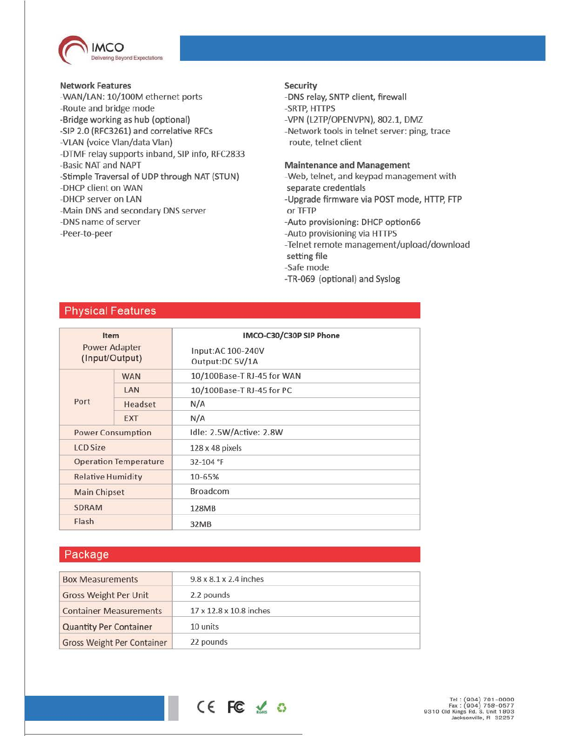IMCO
Delivering Beyond Expectations

### Network Features

- WAN/LAN: 10/100M ethernet ports
- Route and bridge mode
- Bridge working as hub (optional)
- SIP 2.0 (RFC3261) and correlative RFCs
- VLAN (voice Vlan/data Vlan)
- DTMF relay supports inband, SIP info, RFC2833
- Basic NAT and NAPT
- Stimple Traversal of UDP through NAT (STUN)
- DHCP client on WAN
- DHCP server on LAN
- Main DNS and secondary DNS server
- DNS name of server
- Peer-to-peer

### Security

- DNS relay, SNTP client, firewall
- SRTP, HTTPS
- VPN (L2TP/OPENVPN), 802.1, DMZ
- Network tools in telnet server: ping, trace route, telnet client

### Maintenance and Management

- Web, telnet, and keypad management with separate credentials
- Upgrade firmware via POST mode, HTTP, FTP or TFTP
- Auto provisioning: DHCP option66
- Auto provisioning via HTTPS
- Telnet remote management/upload/download setting file
- Safe mode
- TR-069 (optional) and Syslog

## Physical Features

| Item | | IMCO-C30/C30P SIP Phone |
|---|---|---|
| Power Adapter (Input/Output) | | Input:AC 100-240V<br>Output:DC 5V/1A |
| Port | WAN | 10/100Base-T RJ-45 for WAN |
| | LAN | 10/100Base-T RJ-45 for PC |
| | Headset | N/A |
| | EXT | N/A |
| Power Consumption | | Idle: 2.5W/Active: 2.8W |
| LCD Size | | 128 x 48 pixels |
| Operation Temperature | | 32-104 °F |
| Relative Humidity | | 10-65% |
| Main Chipset | | Broadcom |
| SDRAM | | 128MB |
| Flash | | 32MB |

## Package

| | |
|---|---|
| Box Measurements | 9.8 x 8.1 x 2.4 inches |
| Gross Weight Per Unit | 2.2 pounds |
| Container Measurements | 17 x 12.8 x 10.8 inches |
| Quantity Per Container | 10 units |
| Gross Weight Per Container | 22 pounds |

CE FC RoHS

Tel : (904) 701-0000
Fax : (904) 758-0577
9310 Old Kings Rd. S. Unit 1803
Jacksonville, Fl 32257